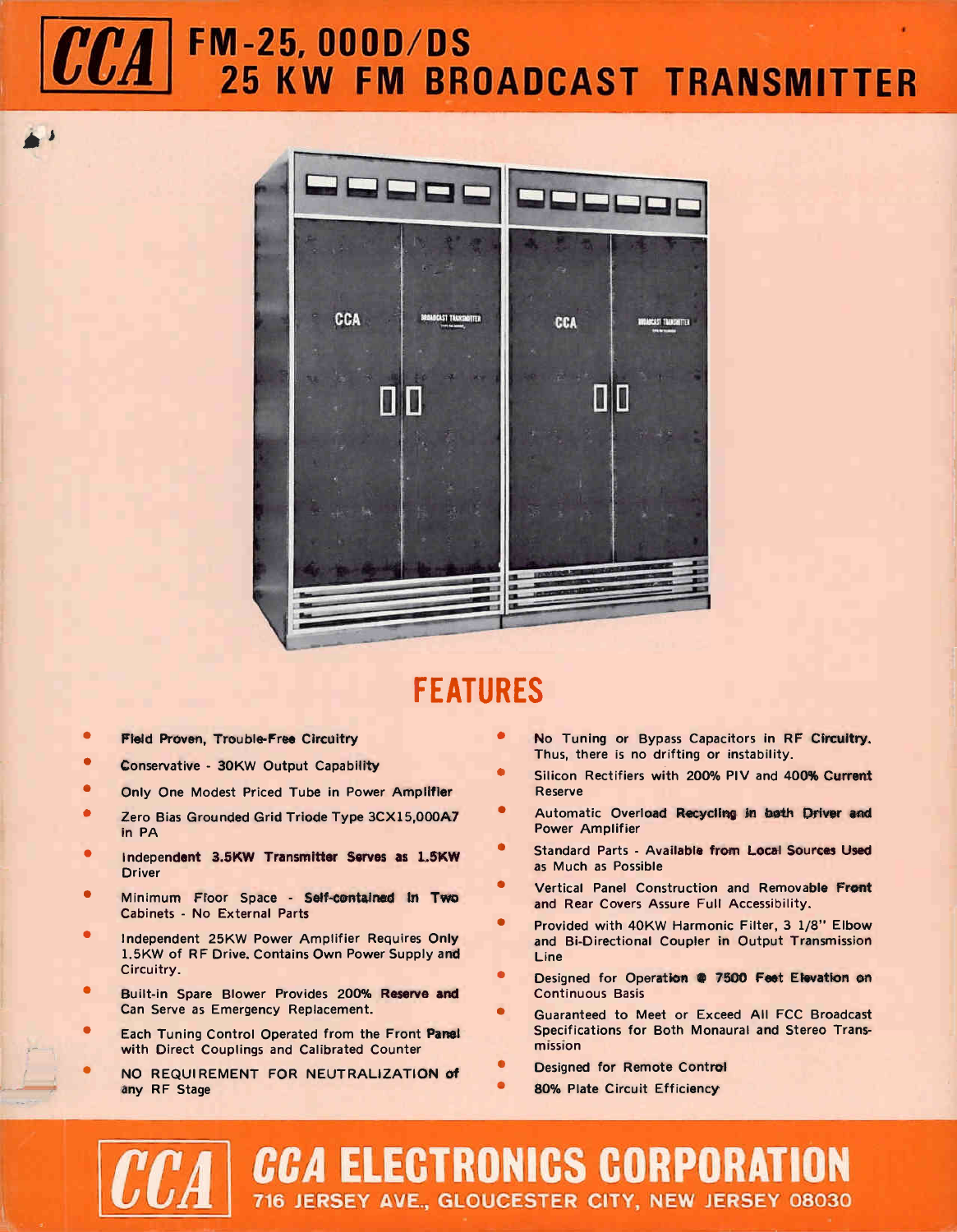# CCA FM-25,000D/DS 25 KW FM BROADCAST TRANSMITTER

## FEATURES

- Field Proven, Trouble-Free Circuitry
- Conservative - 30KW Output Capability
- Only One Modest Priced Tube in Power Amplifier
- Zero Bias Grounded Grid Triode Type 3CX15,000A7 in PA
- Independent 3.5KW Transmitter Serves as 1.5KW Driver
- Minimum Floor Space - Self-contained in Two Cabinets - No External Parts
- Independent 25KW Power Amplifier Requires Only 1.5KW of RF Drive. Contains Own Power Supply and Circuitry.
- Built-in Spare Blower Provides 200% Reserve and Can Serve as Emergency Replacement.
- Each Tuning Control Operated from the Front Panel with Direct Couplings and Calibrated Counter
- NO REQUIREMENT FOR NEUTRALIZATION of any RF Stage
- No Tuning or Bypass Capacitors in RF Circuitry. Thus, there is no drifting or instability.
- Silicon Rectifiers with 200% PIV and 400% Current Reserve
- Automatic Overload Recycling in both Driver and Power Amplifier
- Standard Parts - Available from Local Sources Used as Much as Possible
- Vertical Panel Construction and Removable Front and Rear Covers Assure Full Accessibility.
- Provided with 40KW Harmonic Filter, 3 1/8" Elbow and Bi-Directional Coupler in Output Transmission Line
- Designed for Operation @ 7500 Feet Elevation on Continuous Basis
- Guaranteed to Meet or Exceed All FCC Broadcast Specifications for Both Monaural and Stereo Transmission
- Designed for Remote Control
- 80% Plate Circuit Efficiency

**CCA ELECTRONICS CORPORATION**
716 JERSEY AVE., GLOUCESTER CITY, NEW JERSEY 08030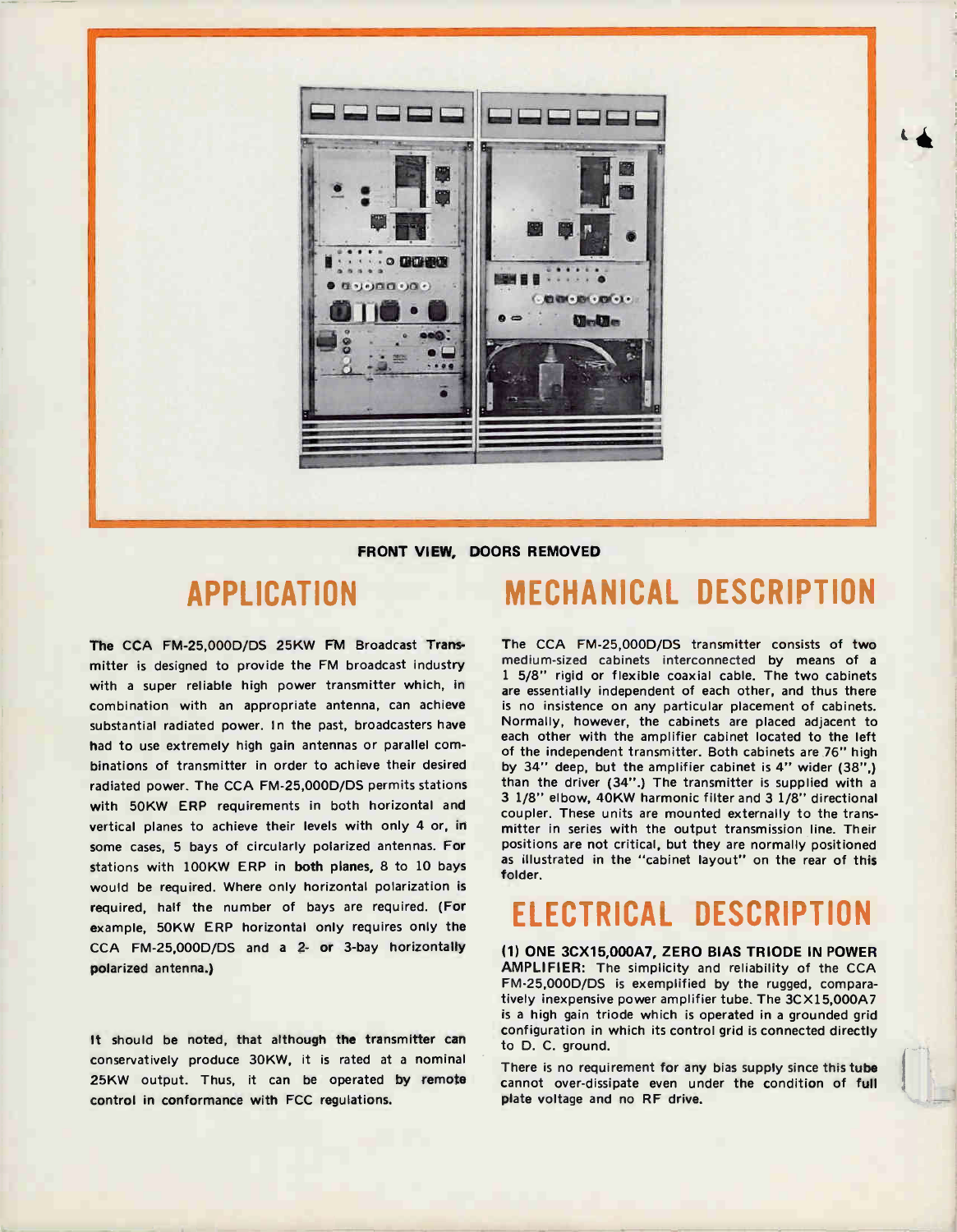FRONT VIEW, DOORS REMOVED

## APPLICATION

The CCA FM-25,000D/DS 25KW FM Broadcast Transmitter is designed to provide the FM broadcast industry with a super reliable high power transmitter which, in combination with an appropriate antenna, can achieve substantial radiated power. In the past, broadcasters have had to use extremely high gain antennas or parallel combinations of transmitter in order to achieve their desired radiated power. The CCA FM-25,000D/DS permits stations with 50KW ERP requirements in both horizontal and vertical planes to achieve their levels with only 4 or, in some cases, 5 bays of circularly polarized antennas. For stations with 100KW ERP in both planes, 8 to 10 bays would be required. Where only horizontal polarization is required, half the number of bays are required. (For example, 50KW ERP horizontal only requires only the CCA FM-25,000D/DS and a 2- or 3-bay horizontally polarized antenna.)

It should be noted, that although the transmitter can conservatively produce 30KW, it is rated at a nominal 25KW output. Thus, it can be operated by remote control in conformance with FCC regulations.

## MECHANICAL DESCRIPTION

The CCA FM-25,000D/DS transmitter consists of two medium-sized cabinets interconnected by means of a 1 5/8" rigid or flexible coaxial cable. The two cabinets are essentially independent of each other, and thus there is no insistence on any particular placement of cabinets. Normally, however, the cabinets are placed adjacent to each other with the amplifier cabinet located to the left of the independent transmitter. Both cabinets are 76" high by 34" deep, but the amplifier cabinet is 4" wider (38",) than the driver (34".) The transmitter is supplied with a 3 1/8" elbow, 40KW harmonic filter and 3 1/8" directional coupler. These units are mounted externally to the transmitter in series with the output transmission line. Their positions are not critical, but they are normally positioned as illustrated in the "cabinet layout" on the rear of this folder.

## ELECTRICAL DESCRIPTION

**(1) ONE 3CX15,000A7, ZERO BIAS TRIODE IN POWER AMPLIFIER:** The simplicity and reliability of the CCA FM-25,000D/DS is exemplified by the rugged, comparatively inexpensive power amplifier tube. The 3CX15,000A7 is a high gain triode which is operated in a grounded grid configuration in which its control grid is connected directly to D. C. ground.

There is no requirement for any bias supply since this tube cannot over-dissipate even under the condition of full plate voltage and no RF drive.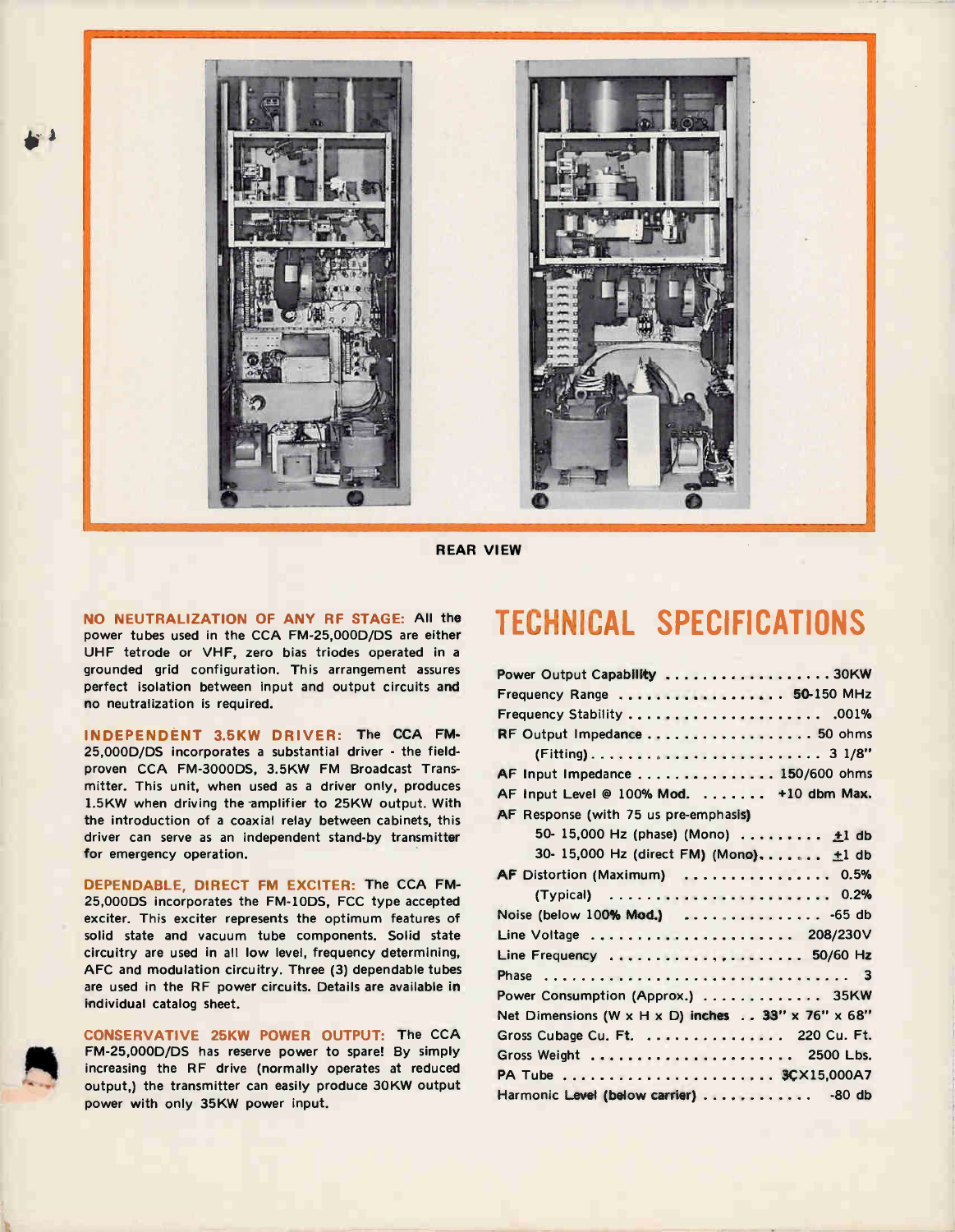REAR VIEW

**NO NEUTRALIZATION OF ANY RF STAGE:** All the power tubes used in the CCA FM-25,000D/DS are either UHF tetrode or VHF, zero bias triodes operated in a grounded grid configuration. This arrangement assures perfect isolation between input and output circuits and no neutralization is required.

**INDEPENDENT 3.5KW DRIVER:** The CCA FM-25,000D/DS incorporates a substantial driver - the field-proven CCA FM-3000DS, 3.5KW FM Broadcast Transmitter. This unit, when used as a driver only, produces 1.5KW when driving the amplifier to 25KW output. With the introduction of a coaxial relay between cabinets, this driver can serve as an independent stand-by transmitter for emergency operation.

**DEPENDABLE, DIRECT FM EXCITER:** The CCA FM-25,000DS incorporates the FM-10DS, FCC type accepted exciter. This exciter represents the optimum features of solid state and vacuum tube components. Solid state circuitry are used in all low level, frequency determining, AFC and modulation circuitry. Three (3) dependable tubes are used in the RF power circuits. Details are available in individual catalog sheet.

**CONSERVATIVE 25KW POWER OUTPUT:** The CCA FM-25,000D/DS has reserve power to spare! By simply increasing the RF drive (normally operates at reduced output,) the transmitter can easily produce 30KW output power with only 35KW power input.

# TECHNICAL SPECIFICATIONS

| Specification | Value |
|---|---|
| Power Output Capability | 30KW |
| Frequency Range | 50-150 MHz |
| Frequency Stability | .001% |
| RF Output Impedance | 50 ohms |
| (Fitting) | 3 1/8" |
| AF Input Impedance | 150/600 ohms |
| AF Input Level @ 100% Mod. | +10 dbm Max. |
| AF Response (with 75 us pre-emphasis) | |
| 50- 15,000 Hz (phase) (Mono) | ±1 db |
| 30- 15,000 Hz (direct FM) (Mono) | ±1 db |
| AF Distortion (Maximum) | 0.5% |
| (Typical) | 0.2% |
| Noise (below 100% Mod.) | -65 db |
| Line Voltage | 208/230V |
| Line Frequency | 50/60 Hz |
| Phase | 3 |
| Power Consumption (Approx.) | 35KW |
| Net Dimensions (W x H x D) inches | 33" x 76" x 68" |
| Gross Cubage Cu. Ft. | 220 Cu. Ft. |
| Gross Weight | 2500 Lbs. |
| PA Tube | 3CX15,000A7 |
| Harmonic Level (below carrier) | -80 db |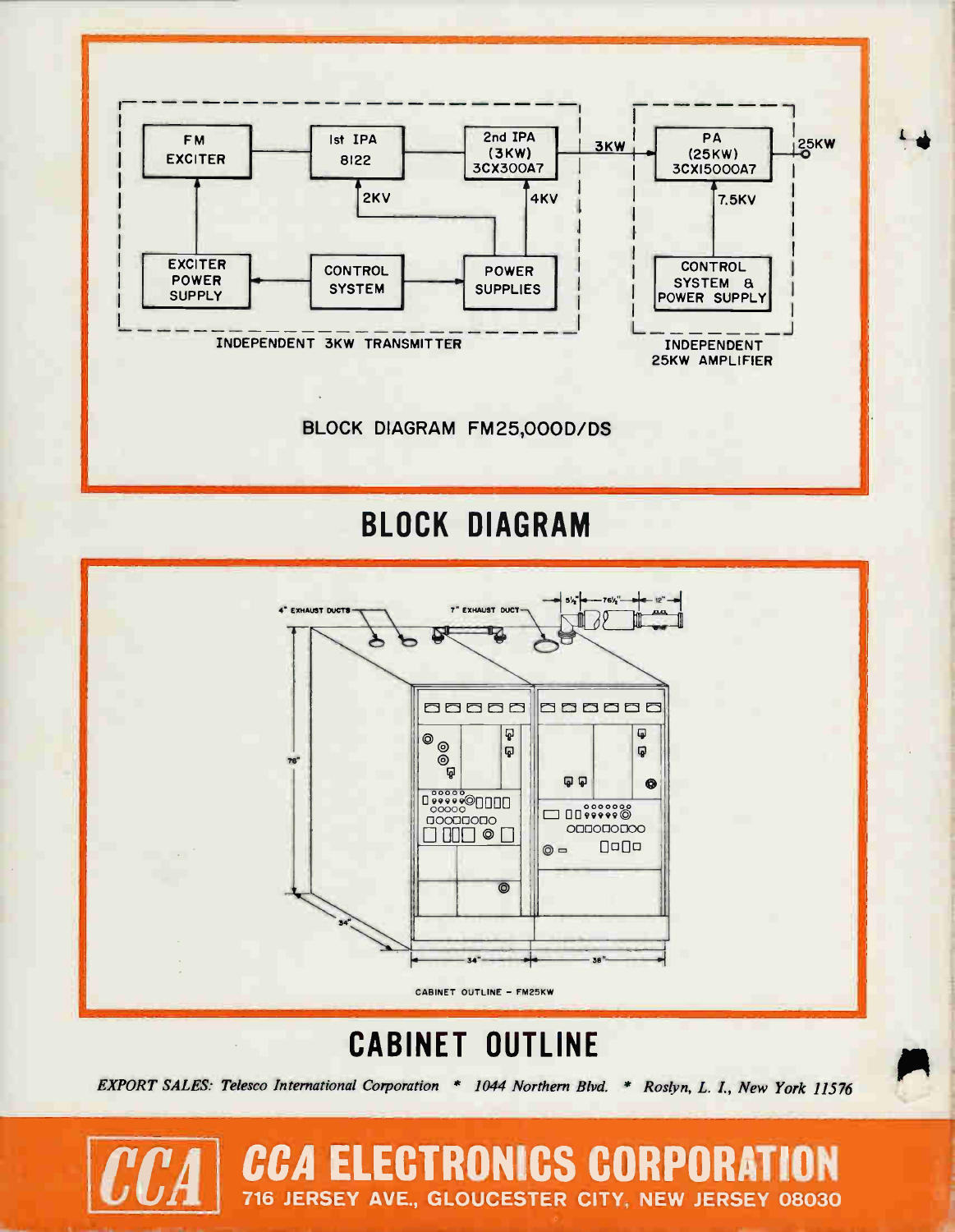INDEPENDENT 3KW TRANSMITTER

FM EXCITER

1st IPA 8122

2nd IPA (3KW) 3CX3000A7

2KV

4KV

EXCITER POWER SUPPLY

CONTROL SYSTEM

POWER SUPPLIES

3KW

INDEPENDENT 25KW AMPLIFIER

PA (25KW) 3CX15000A7

25KW

7.5KV

CONTROL SYSTEM & POWER SUPPLY

BLOCK DIAGRAM FM25,000D/DS

## BLOCK DIAGRAM

4" EXHAUST DUCTS

7" EXHAUST DUCT

5½"

76½"

12"

78"

34"

34"

38"

CABINET OUTLINE – FM25KW

## CABINET OUTLINE

*EXPORT SALES: Telesco International Corporation * 1044 Northern Blvd. * Roslyn, L. I., New York 11576*

**CCA ELECTRONICS CORPORATION**

716 JERSEY AVE., GLOUCESTER CITY, NEW JERSEY 08030